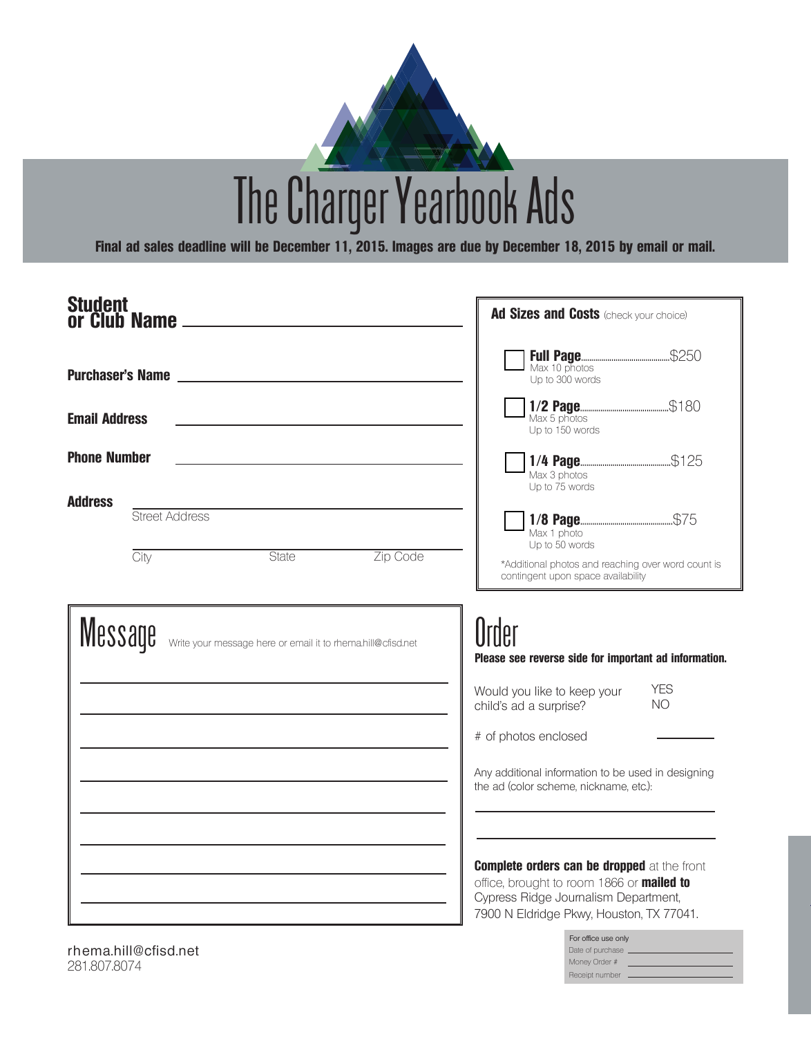# The Charger Yearbook Ads

**Final ad sales deadline will be December 11, 2015. Images are due by December 18, 2015 by email or mail.**

**Student or Club Name** \_\_\_\_\_\_\_\_\_\_\_\_\_\_\_\_\_\_\_\_

**Purchaser's Name** \_\_\_\_\_\_\_\_\_\_\_\_\_\_\_\_\_\_\_\_

**Email Address** \_\_\_\_\_\_\_\_\_\_\_\_\_\_\_\_\_\_\_\_

**Phone Number** \_\_\_\_\_\_\_\_\_\_\_\_\_\_\_\_\_\_\_\_

**Address** \_\_\_\_\_\_\_\_\_\_\_\_\_\_\_\_\_\_\_\_

Street Address

City State Zip Code

## Ad Sizes and Costs (check your choice)

- ☐ **Full Page**............................$250
  Max 10 photos
  Up to 300 words
- ☐ **1/2 Page**............................$180
  Max 5 photos
  Up to 150 words
- ☐ **1/4 Page**............................$125
  Max 3 photos
  Up to 75 words
- ☐ **1/8 Page**............................$75
  Max 1 photo
  Up to 50 words

*Additional photos and reaching over word count is contingent upon space availability

## Message

Write your message here or email it to rhema.hill@cfisd.net

\_\_\_\_\_\_\_\_\_\_\_\_\_\_\_\_\_\_\_\_

\_\_\_\_\_\_\_\_\_\_\_\_\_\_\_\_\_\_\_\_

\_\_\_\_\_\_\_\_\_\_\_\_\_\_\_\_\_\_\_\_

\_\_\_\_\_\_\_\_\_\_\_\_\_\_\_\_\_\_\_\_

\_\_\_\_\_\_\_\_\_\_\_\_\_\_\_\_\_\_\_\_

\_\_\_\_\_\_\_\_\_\_\_\_\_\_\_\_\_\_\_\_

\_\_\_\_\_\_\_\_\_\_\_\_\_\_\_\_\_\_\_\_

\_\_\_\_\_\_\_\_\_\_\_\_\_\_\_\_\_\_\_\_

## Order

**Please see reverse side for important ad information.**

Would you like to keep your child's ad a surprise? YES NO

\# of photos enclosed \_\_\_\_\_\_\_\_

Any additional information to be used in designing the ad (color scheme, nickname, etc.):

\_\_\_\_\_\_\_\_\_\_\_\_\_\_\_\_\_\_\_\_

\_\_\_\_\_\_\_\_\_\_\_\_\_\_\_\_\_\_\_\_

**Complete orders can be dropped** at the front office, brought to room 1866 or **mailed to** Cypress Ridge Journalism Department, 7900 N Eldridge Pkwy, Houston, TX 77041.

rhema.hill@cfisd.net
281.807.8074

For office use only
Date of purchase \_\_\_\_\_\_\_\_
Money Order # \_\_\_\_\_\_\_\_
Receipt number \_\_\_\_\_\_\_\_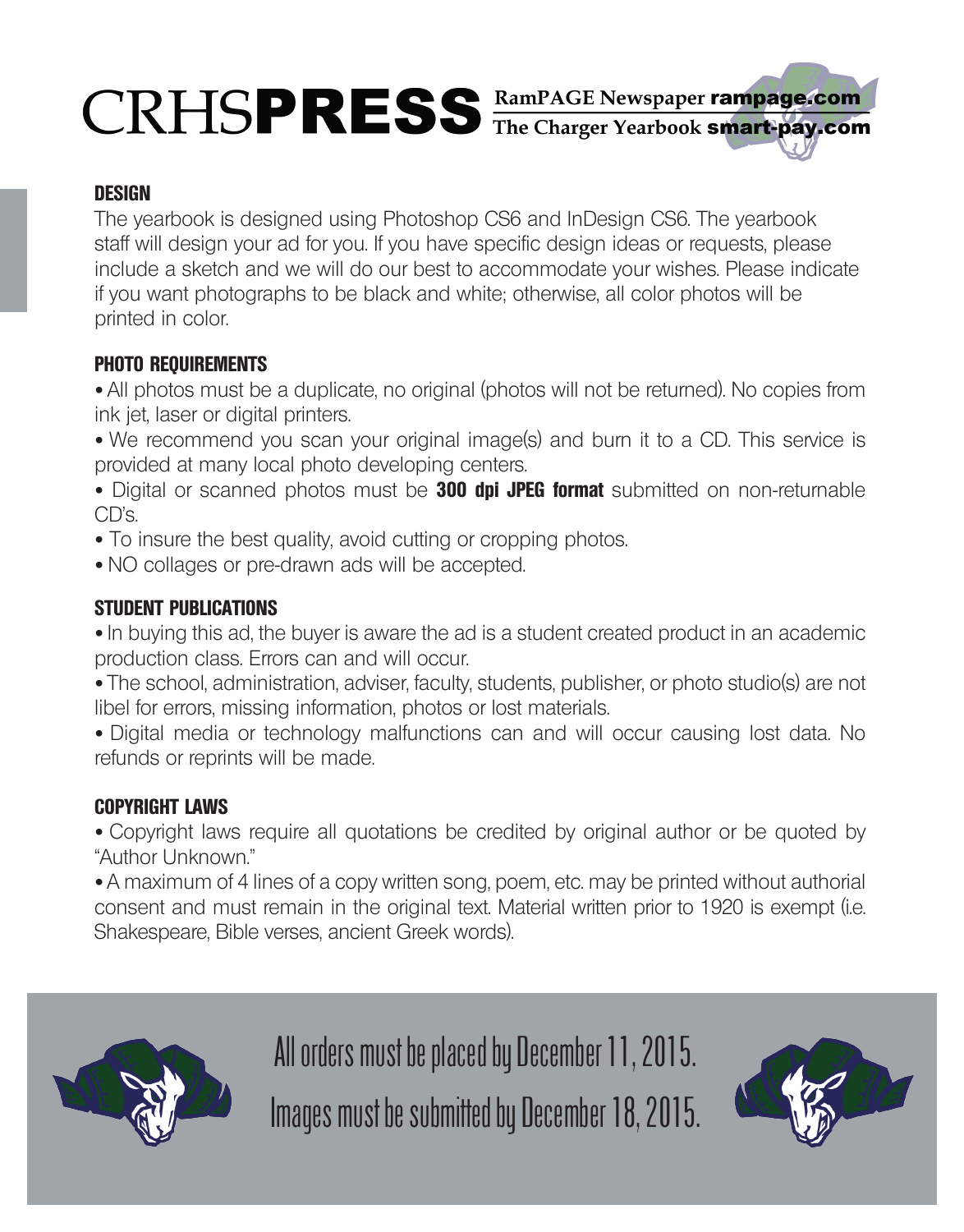# CRHS**PRESS**

RamPAGE Newspaper **rampage.com**
The Charger Yearbook **smart-pay.com**

### DESIGN

The yearbook is designed using Photoshop CS6 and InDesign CS6. The yearbook staff will design your ad for you. If you have specific design ideas or requests, please include a sketch and we will do our best to accommodate your wishes. Please indicate if you want photographs to be black and white; otherwise, all color photos will be printed in color.

### PHOTO REQUIREMENTS

- All photos must be a duplicate, no original (photos will not be returned). No copies from ink jet, laser or digital printers.
- We recommend you scan your original image(s) and burn it to a CD. This service is provided at many local photo developing centers.
- Digital or scanned photos must be **300 dpi JPEG format** submitted on non-returnable CD's.
- To insure the best quality, avoid cutting or cropping photos.
- NO collages or pre-drawn ads will be accepted.

### STUDENT PUBLICATIONS

- In buying this ad, the buyer is aware the ad is a student created product in an academic production class. Errors can and will occur.
- The school, administration, adviser, faculty, students, publisher, or photo studio(s) are not libel for errors, missing information, photos or lost materials.
- Digital media or technology malfunctions can and will occur causing lost data. No refunds or reprints will be made.

### COPYRIGHT LAWS

- Copyright laws require all quotations be credited by original author or be quoted by "Author Unknown."
- A maximum of 4 lines of a copy written song, poem, etc. may be printed without authorial consent and must remain in the original text. Material written prior to 1920 is exempt (i.e. Shakespeare, Bible verses, ancient Greek words).

All orders must be placed by December 11, 2015.

Images must be submitted by December 18, 2015.